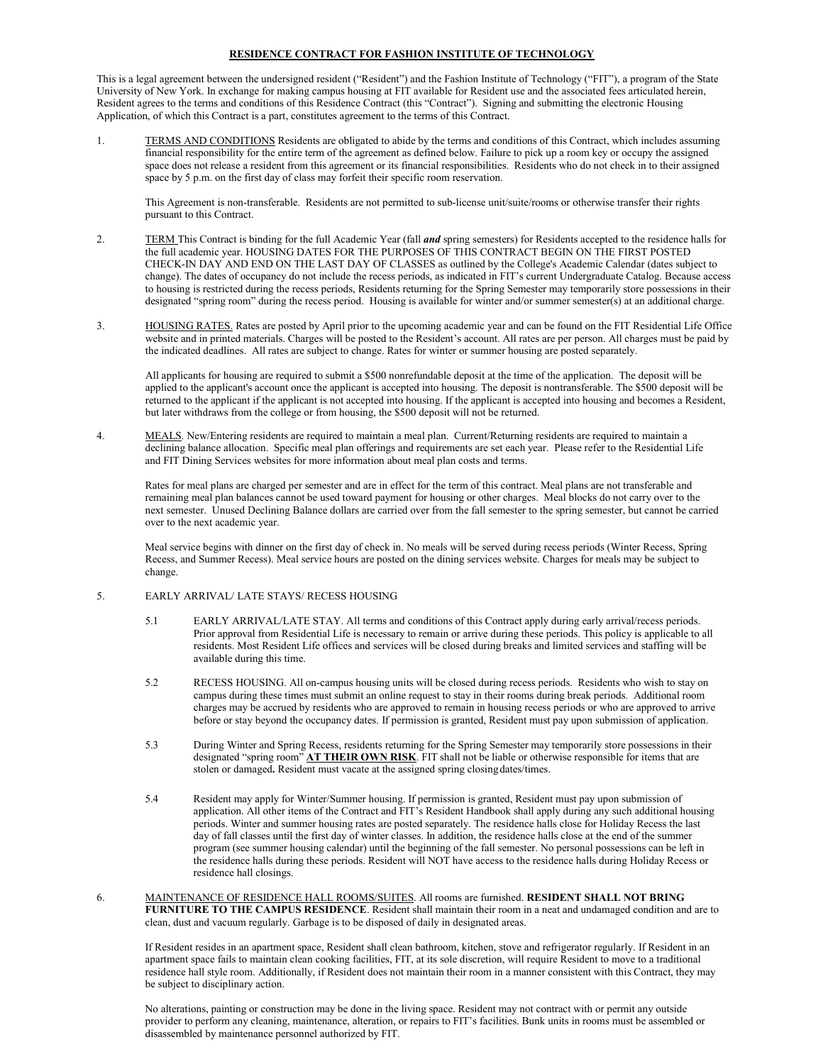# RESIDENCE CONTRACT FOR FASHION INSTITUTE OF TECHNOLOGY

This is a legal agreement between the undersigned resident ("Resident") and the Fashion Institute of Technology ("FIT"), a program of the State University of New York. In exchange for making campus housing at FIT available for Resident use and the associated fees articulated herein, Resident agrees to the terms and conditions of this Residence Contract (this "Contract"). Signing and submitting the electronic Housing Application, of which this Contract is a part, constitutes agreement to the terms of this Contract.

1. TERMS AND CONDITIONS Residents are obligated to abide by the terms and conditions of this Contract, which includes assuming financial responsibility for the entire term of the agreement as defined below. Failure to pick up a room key or occupy the assigned space does not release a resident from this agreement or its financial responsibilities. Residents who do not check in to their assigned space by 5 p.m. on the first day of class may forfeit their specific room reservation.

   This Agreement is non-transferable. Residents are not permitted to sub-license unit/suite/rooms or otherwise transfer their rights pursuant to this Contract.

2. TERM This Contract is binding for the full Academic Year (fall ***and*** spring semesters) for Residents accepted to the residence halls for the full academic year. HOUSING DATES FOR THE PURPOSES OF THIS CONTRACT BEGIN ON THE FIRST POSTED CHECK-IN DAY AND END ON THE LAST DAY OF CLASSES as outlined by the College's Academic Calendar (dates subject to change). The dates of occupancy do not include the recess periods, as indicated in FIT's current Undergraduate Catalog. Because access to housing is restricted during the recess periods, Residents returning for the Spring Semester may temporarily store possessions in their designated "spring room" during the recess period. Housing is available for winter and/or summer semester(s) at an additional charge.

3. HOUSING RATES. Rates are posted by April prior to the upcoming academic year and can be found on the FIT Residential Life Office website and in printed materials. Charges will be posted to the Resident's account. All rates are per person. All charges must be paid by the indicated deadlines. All rates are subject to change. Rates for winter or summer housing are posted separately.

   All applicants for housing are required to submit a $500 nonrefundable deposit at the time of the application. The deposit will be applied to the applicant's account once the applicant is accepted into housing. The deposit is nontransferable. The $500 deposit will be returned to the applicant if the applicant is not accepted into housing. If the applicant is accepted into housing and becomes a Resident, but later withdraws from the college or from housing, the $500 deposit will not be returned.

4. MEALS. New/Entering residents are required to maintain a meal plan. Current/Returning residents are required to maintain a declining balance allocation. Specific meal plan offerings and requirements are set each year. Please refer to the Residential Life and FIT Dining Services websites for more information about meal plan costs and terms.

   Rates for meal plans are charged per semester and are in effect for the term of this contract. Meal plans are not transferable and remaining meal plan balances cannot be used toward payment for housing or other charges. Meal blocks do not carry over to the next semester. Unused Declining Balance dollars are carried over from the fall semester to the spring semester, but cannot be carried over to the next academic year.

   Meal service begins with dinner on the first day of check in. No meals will be served during recess periods (Winter Recess, Spring Recess, and Summer Recess). Meal service hours are posted on the dining services website. Charges for meals may be subject to change.

5. EARLY ARRIVAL/ LATE STAYS/ RECESS HOUSING

   5.1 EARLY ARRIVAL/LATE STAY. All terms and conditions of this Contract apply during early arrival/recess periods. Prior approval from Residential Life is necessary to remain or arrive during these periods. This policy is applicable to all residents. Most Resident Life offices and services will be closed during breaks and limited services and staffing will be available during this time.

   5.2 RECESS HOUSING. All on-campus housing units will be closed during recess periods. Residents who wish to stay on campus during these times must submit an online request to stay in their rooms during break periods. Additional room charges may be accrued by residents who are approved to remain in housing recess periods or who are approved to arrive before or stay beyond the occupancy dates. If permission is granted, Resident must pay upon submission of application.

   5.3 During Winter and Spring Recess, residents returning for the Spring Semester may temporarily store possessions in their designated "spring room" **AT THEIR OWN RISK**. FIT shall not be liable or otherwise responsible for items that are stolen or damaged**.** Resident must vacate at the assigned spring closing dates/times.

   5.4 Resident may apply for Winter/Summer housing. If permission is granted, Resident must pay upon submission of application. All other items of the Contract and FIT's Resident Handbook shall apply during any such additional housing periods. Winter and summer housing rates are posted separately. The residence halls close for Holiday Recess the last day of fall classes until the first day of winter classes. In addition, the residence halls close at the end of the summer program (see summer housing calendar) until the beginning of the fall semester. No personal possessions can be left in the residence halls during these periods. Resident will NOT have access to the residence halls during Holiday Recess or residence hall closings.

6. MAINTENANCE OF RESIDENCE HALL ROOMS/SUITES. All rooms are furnished. **RESIDENT SHALL NOT BRING FURNITURE TO THE CAMPUS RESIDENCE**. Resident shall maintain their room in a neat and undamaged condition and are to clean, dust and vacuum regularly. Garbage is to be disposed of daily in designated areas.

   If Resident resides in an apartment space, Resident shall clean bathroom, kitchen, stove and refrigerator regularly. If Resident in an apartment space fails to maintain clean cooking facilities, FIT, at its sole discretion, will require Resident to move to a traditional residence hall style room. Additionally, if Resident does not maintain their room in a manner consistent with this Contract, they may be subject to disciplinary action.

   No alterations, painting or construction may be done in the living space. Resident may not contract with or permit any outside provider to perform any cleaning, maintenance, alteration, or repairs to FIT's facilities. Bunk units in rooms must be assembled or disassembled by maintenance personnel authorized by FIT.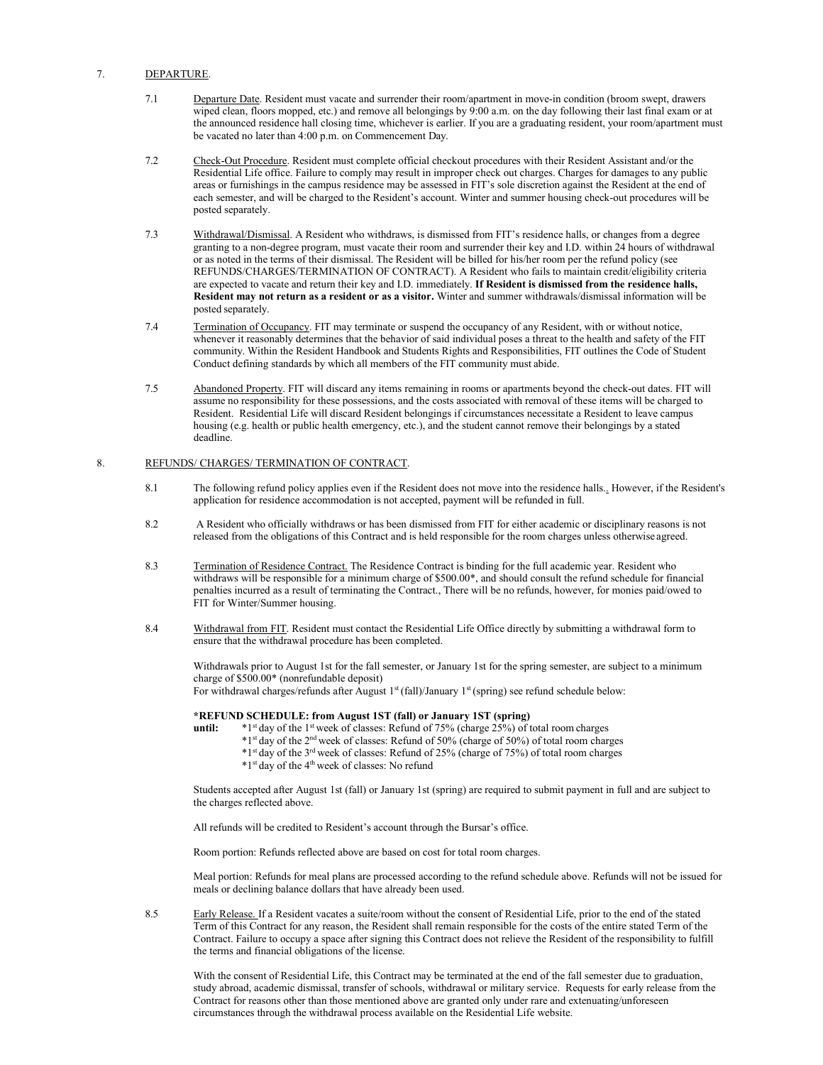## 7. DEPARTURE.

7.1 Departure Date. Resident must vacate and surrender their room/apartment in move-in condition (broom swept, drawers wiped clean, floors mopped, etc.) and remove all belongings by 9:00 a.m. on the day following their last final exam or at the announced residence hall closing time, whichever is earlier. If you are a graduating resident, your room/apartment must be vacated no later than 4:00 p.m. on Commencement Day.

7.2 Check-Out Procedure. Resident must complete official checkout procedures with their Resident Assistant and/or the Residential Life office. Failure to comply may result in improper check out charges. Charges for damages to any public areas or furnishings in the campus residence may be assessed in FIT's sole discretion against the Resident at the end of each semester, and will be charged to the Resident's account. Winter and summer housing check-out procedures will be posted separately.

7.3 Withdrawal/Dismissal. A Resident who withdraws, is dismissed from FIT's residence halls, or changes from a degree granting to a non-degree program, must vacate their room and surrender their key and I.D. within 24 hours of withdrawal or as noted in the terms of their dismissal. The Resident will be billed for his/her room per the refund policy (see REFUNDS/CHARGES/TERMINATION OF CONTRACT). A Resident who fails to maintain credit/eligibility criteria are expected to vacate and return their key and I.D. immediately. **If Resident is dismissed from the residence halls, Resident may not return as a resident or as a visitor.** Winter and summer withdrawals/dismissal information will be posted separately.

7.4 Termination of Occupancy. FIT may terminate or suspend the occupancy of any Resident, with or without notice, whenever it reasonably determines that the behavior of said individual poses a threat to the health and safety of the FIT community. Within the Resident Handbook and Students Rights and Responsibilities, FIT outlines the Code of Student Conduct defining standards by which all members of the FIT community must abide.

7.5 Abandoned Property. FIT will discard any items remaining in rooms or apartments beyond the check-out dates. FIT will assume no responsibility for these possessions, and the costs associated with removal of these items will be charged to Resident. Residential Life will discard Resident belongings if circumstances necessitate a Resident to leave campus housing (e.g. health or public health emergency, etc.), and the student cannot remove their belongings by a stated deadline.

## 8. REFUNDS/ CHARGES/ TERMINATION OF CONTRACT.

8.1 The following refund policy applies even if the Resident does not move into the residence halls.. However, if the Resident's application for residence accommodation is not accepted, payment will be refunded in full.

8.2 A Resident who officially withdraws or has been dismissed from FIT for either academic or disciplinary reasons is not released from the obligations of this Contract and is held responsible for the room charges unless otherwise agreed.

8.3 Termination of Residence Contract. The Residence Contract is binding for the full academic year. Resident who withdraws will be responsible for a minimum charge of $500.00*, and should consult the refund schedule for financial penalties incurred as a result of terminating the Contract., There will be no refunds, however, for monies paid/owed to FIT for Winter/Summer housing.

8.4 Withdrawal from FIT. Resident must contact the Residential Life Office directly by submitting a withdrawal form to ensure that the withdrawal procedure has been completed.

Withdrawals prior to August 1st for the fall semester, or January 1st for the spring semester, are subject to a minimum charge of $500.00* (nonrefundable deposit)
For withdrawal charges/refunds after August 1st (fall)/January 1st (spring) see refund schedule below:

**\*REFUND SCHEDULE: from August 1ST (fall) or January 1ST (spring)**
**until:**
- *1st day of the 1st week of classes: Refund of 75% (charge 25%) of total room charges
- *1st day of the 2nd week of classes: Refund of 50% (charge of 50%) of total room charges
- *1st day of the 3rd week of classes: Refund of 25% (charge of 75%) of total room charges
- *1st day of the 4th week of classes: No refund

Students accepted after August 1st (fall) or January 1st (spring) are required to submit payment in full and are subject to the charges reflected above.

All refunds will be credited to Resident's account through the Bursar's office.

Room portion: Refunds reflected above are based on cost for total room charges.

Meal portion: Refunds for meal plans are processed according to the refund schedule above. Refunds will not be issued for meals or declining balance dollars that have already been used.

8.5 Early Release. If a Resident vacates a suite/room without the consent of Residential Life, prior to the end of the stated Term of this Contract for any reason, the Resident shall remain responsible for the costs of the entire stated Term of the Contract. Failure to occupy a space after signing this Contract does not relieve the Resident of the responsibility to fulfill the terms and financial obligations of the license.

With the consent of Residential Life, this Contract may be terminated at the end of the fall semester due to graduation, study abroad, academic dismissal, transfer of schools, withdrawal or military service. Requests for early release from the Contract for reasons other than those mentioned above are granted only under rare and extenuating/unforeseen circumstances through the withdrawal process available on the Residential Life website.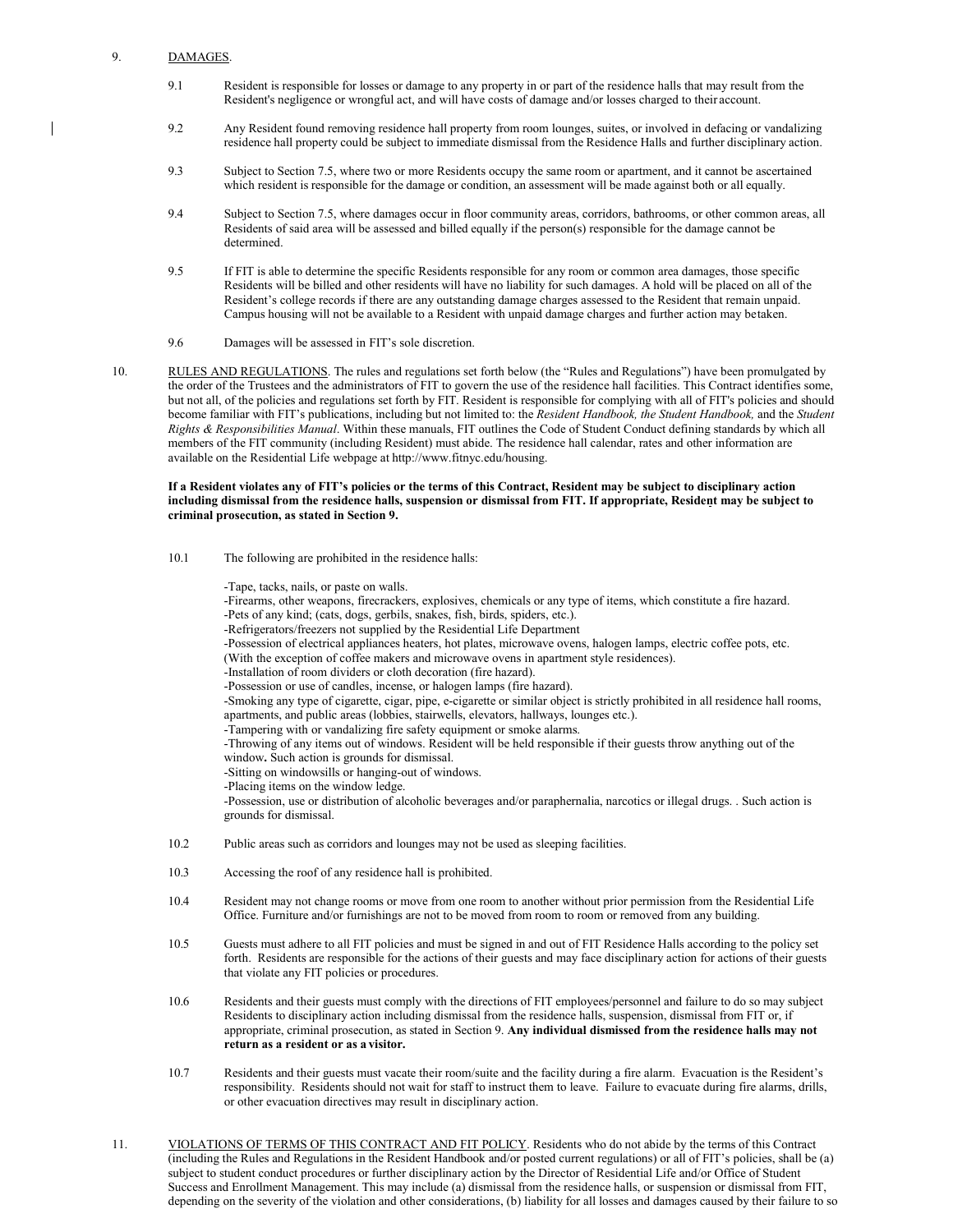9. <u>DAMAGES</u>.

9.1 Resident is responsible for losses or damage to any property in or part of the residence halls that may result from the Resident's negligence or wrongful act, and will have costs of damage and/or losses charged to their account.

9.2 Any Resident found removing residence hall property from room lounges, suites, or involved in defacing or vandalizing residence hall property could be subject to immediate dismissal from the Residence Halls and further disciplinary action.

9.3 Subject to Section 7.5, where two or more Residents occupy the same room or apartment, and it cannot be ascertained which resident is responsible for the damage or condition, an assessment will be made against both or all equally.

9.4 Subject to Section 7.5, where damages occur in floor community areas, corridors, bathrooms, or other common areas, all Residents of said area will be assessed and billed equally if the person(s) responsible for the damage cannot be determined.

9.5 If FIT is able to determine the specific Residents responsible for any room or common area damages, those specific Residents will be billed and other residents will have no liability for such damages. A hold will be placed on all of the Resident's college records if there are any outstanding damage charges assessed to the Resident that remain unpaid. Campus housing will not be available to a Resident with unpaid damage charges and further action may be taken.

9.6 Damages will be assessed in FIT's sole discretion.

10. <u>RULES AND REGULATIONS</u>. The rules and regulations set forth below (the "Rules and Regulations") have been promulgated by the order of the Trustees and the administrators of FIT to govern the use of the residence hall facilities. This Contract identifies some, but not all, of the policies and regulations set forth by FIT. Resident is responsible for complying with all of FIT's policies and should become familiar with FIT's publications, including but not limited to: the *Resident Handbook, the Student Handbook,* and the *Student Rights & Responsibilities Manual*. Within these manuals, FIT outlines the Code of Student Conduct defining standards by which all members of the FIT community (including Resident) must abide. The residence hall calendar, rates and other information are available on the Residential Life webpage at http://www.fitnyc.edu/housing.

**If a Resident violates any of FIT's policies or the terms of this Contract, Resident may be subject to disciplinary action including dismissal from the residence halls, suspension or dismissal from FIT. If appropriate, Resident may be subject to criminal prosecution, as stated in Section 9.**

10.1 The following are prohibited in the residence halls:

-Tape, tacks, nails, or paste on walls.
-Firearms, other weapons, firecrackers, explosives, chemicals or any type of items, which constitute a fire hazard.
-Pets of any kind; (cats, dogs, gerbils, snakes, fish, birds, spiders, etc.).
-Refrigerators/freezers not supplied by the Residential Life Department
-Possession of electrical appliances heaters, hot plates, microwave ovens, halogen lamps, electric coffee pots, etc. (With the exception of coffee makers and microwave ovens in apartment style residences).
-Installation of room dividers or cloth decoration (fire hazard).
-Possession or use of candles, incense, or halogen lamps (fire hazard).
-Smoking any type of cigarette, cigar, pipe, e-cigarette or similar object is strictly prohibited in all residence hall rooms, apartments, and public areas (lobbies, stairwells, elevators, hallways, lounges etc.).
-Tampering with or vandalizing fire safety equipment or smoke alarms.
-Throwing of any items out of windows. Resident will be held responsible if their guests throw anything out of the window**.** Such action is grounds for dismissal.
-Sitting on windowsills or hanging-out of windows.
-Placing items on the window ledge.
-Possession, use or distribution of alcoholic beverages and/or paraphernalia, narcotics or illegal drugs. . Such action is grounds for dismissal.

10.2 Public areas such as corridors and lounges may not be used as sleeping facilities.

10.3 Accessing the roof of any residence hall is prohibited.

10.4 Resident may not change rooms or move from one room to another without prior permission from the Residential Life Office. Furniture and/or furnishings are not to be moved from room to room or removed from any building.

10.5 Guests must adhere to all FIT policies and must be signed in and out of FIT Residence Halls according to the policy set forth. Residents are responsible for the actions of their guests and may face disciplinary action for actions of their guests that violate any FIT policies or procedures.

10.6 Residents and their guests must comply with the directions of FIT employees/personnel and failure to do so may subject Residents to disciplinary action including dismissal from the residence halls, suspension, dismissal from FIT or, if appropriate, criminal prosecution, as stated in Section 9. **Any individual dismissed from the residence halls may not return as a resident or as a visitor.**

10.7 Residents and their guests must vacate their room/suite and the facility during a fire alarm. Evacuation is the Resident's responsibility. Residents should not wait for staff to instruct them to leave. Failure to evacuate during fire alarms, drills, or other evacuation directives may result in disciplinary action.

11. <u>VIOLATIONS OF TERMS OF THIS CONTRACT AND FIT POLICY</u>. Residents who do not abide by the terms of this Contract (including the Rules and Regulations in the Resident Handbook and/or posted current regulations) or all of FIT's policies, shall be (a) subject to student conduct procedures or further disciplinary action by the Director of Residential Life and/or Office of Student Success and Enrollment Management. This may include (a) dismissal from the residence halls, or suspension or dismissal from FIT, depending on the severity of the violation and other considerations, (b) liability for all losses and damages caused by their failure to so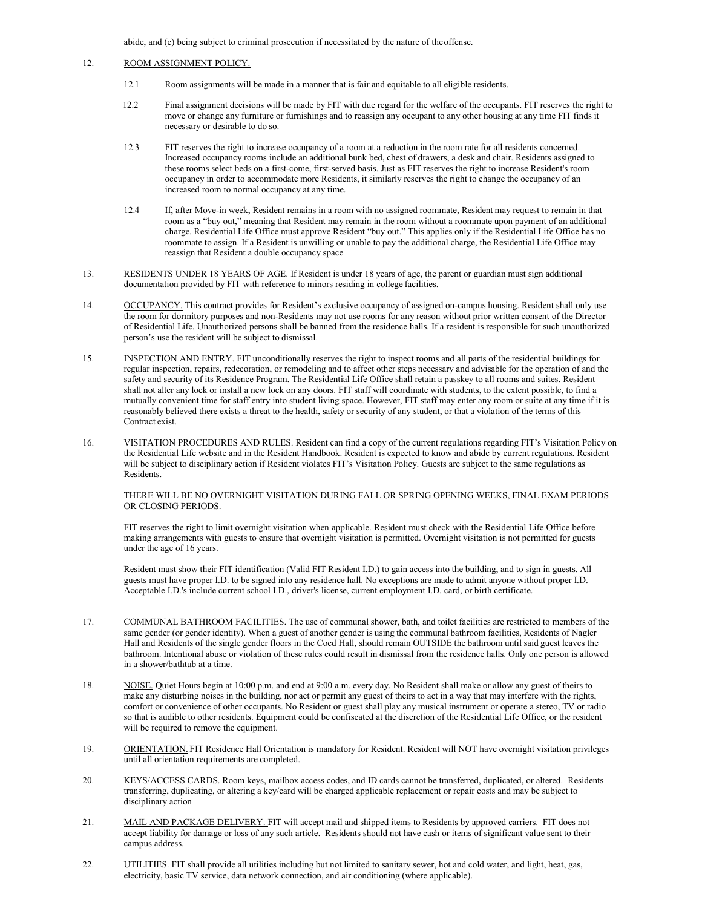abide, and (c) being subject to criminal prosecution if necessitated by the nature of the offense.

12. ROOM ASSIGNMENT POLICY.

    12.1 Room assignments will be made in a manner that is fair and equitable to all eligible residents.

    12.2 Final assignment decisions will be made by FIT with due regard for the welfare of the occupants. FIT reserves the right to move or change any furniture or furnishings and to reassign any occupant to any other housing at any time FIT finds it necessary or desirable to do so.

    12.3 FIT reserves the right to increase occupancy of a room at a reduction in the room rate for all residents concerned. Increased occupancy rooms include an additional bunk bed, chest of drawers, a desk and chair. Residents assigned to these rooms select beds on a first-come, first-served basis. Just as FIT reserves the right to increase Resident's room occupancy in order to accommodate more Residents, it similarly reserves the right to change the occupancy of an increased room to normal occupancy at any time.

    12.4 If, after Move-in week, Resident remains in a room with no assigned roommate, Resident may request to remain in that room as a "buy out," meaning that Resident may remain in the room without a roommate upon payment of an additional charge. Residential Life Office must approve Resident "buy out." This applies only if the Residential Life Office has no roommate to assign. If a Resident is unwilling or unable to pay the additional charge, the Residential Life Office may reassign that Resident a double occupancy space

13. RESIDENTS UNDER 18 YEARS OF AGE. If Resident is under 18 years of age, the parent or guardian must sign additional documentation provided by FIT with reference to minors residing in college facilities.

14. OCCUPANCY. This contract provides for Resident's exclusive occupancy of assigned on-campus housing. Resident shall only use the room for dormitory purposes and non-Residents may not use rooms for any reason without prior written consent of the Director of Residential Life. Unauthorized persons shall be banned from the residence halls. If a resident is responsible for such unauthorized person's use the resident will be subject to dismissal.

15. INSPECTION AND ENTRY. FIT unconditionally reserves the right to inspect rooms and all parts of the residential buildings for regular inspection, repairs, redecoration, or remodeling and to affect other steps necessary and advisable for the operation of and the safety and security of its Residence Program. The Residential Life Office shall retain a passkey to all rooms and suites. Resident shall not alter any lock or install a new lock on any doors. FIT staff will coordinate with students, to the extent possible, to find a mutually convenient time for staff entry into student living space. However, FIT staff may enter any room or suite at any time if it is reasonably believed there exists a threat to the health, safety or security of any student, or that a violation of the terms of this Contract exist.

16. VISITATION PROCEDURES AND RULES. Resident can find a copy of the current regulations regarding FIT's Visitation Policy on the Residential Life website and in the Resident Handbook. Resident is expected to know and abide by current regulations. Resident will be subject to disciplinary action if Resident violates FIT's Visitation Policy. Guests are subject to the same regulations as Residents.

    THERE WILL BE NO OVERNIGHT VISITATION DURING FALL OR SPRING OPENING WEEKS, FINAL EXAM PERIODS OR CLOSING PERIODS.

    FIT reserves the right to limit overnight visitation when applicable. Resident must check with the Residential Life Office before making arrangements with guests to ensure that overnight visitation is permitted. Overnight visitation is not permitted for guests under the age of 16 years.

    Resident must show their FIT identification (Valid FIT Resident I.D.) to gain access into the building, and to sign in guests. All guests must have proper I.D. to be signed into any residence hall. No exceptions are made to admit anyone without proper I.D. Acceptable I.D.'s include current school I.D., driver's license, current employment I.D. card, or birth certificate.

17. COMMUNAL BATHROOM FACILITIES. The use of communal shower, bath, and toilet facilities are restricted to members of the same gender (or gender identity). When a guest of another gender is using the communal bathroom facilities, Residents of Nagler Hall and Residents of the single gender floors in the Coed Hall, should remain OUTSIDE the bathroom until said guest leaves the bathroom. Intentional abuse or violation of these rules could result in dismissal from the residence halls. Only one person is allowed in a shower/bathtub at a time.

18. NOISE. Quiet Hours begin at 10:00 p.m. and end at 9:00 a.m. every day. No Resident shall make or allow any guest of theirs to make any disturbing noises in the building, nor act or permit any guest of theirs to act in a way that may interfere with the rights, comfort or convenience of other occupants. No Resident or guest shall play any musical instrument or operate a stereo, TV or radio so that is audible to other residents. Equipment could be confiscated at the discretion of the Residential Life Office, or the resident will be required to remove the equipment.

19. ORIENTATION. FIT Residence Hall Orientation is mandatory for Resident. Resident will NOT have overnight visitation privileges until all orientation requirements are completed.

20. KEYS/ACCESS CARDS. Room keys, mailbox access codes, and ID cards cannot be transferred, duplicated, or altered. Residents transferring, duplicating, or altering a key/card will be charged applicable replacement or repair costs and may be subject to disciplinary action

21. MAIL AND PACKAGE DELIVERY. FIT will accept mail and shipped items to Residents by approved carriers. FIT does not accept liability for damage or loss of any such article. Residents should not have cash or items of significant value sent to their campus address.

22. UTILITIES. FIT shall provide all utilities including but not limited to sanitary sewer, hot and cold water, and light, heat, gas, electricity, basic TV service, data network connection, and air conditioning (where applicable).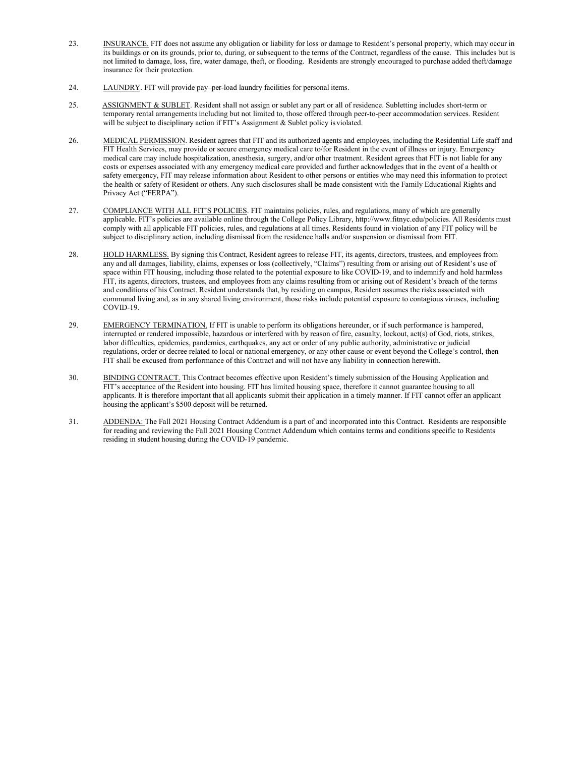23. INSURANCE. FIT does not assume any obligation or liability for loss or damage to Resident's personal property, which may occur in its buildings or on its grounds, prior to, during, or subsequent to the terms of the Contract, regardless of the cause. This includes but is not limited to damage, loss, fire, water damage, theft, or flooding. Residents are strongly encouraged to purchase added theft/damage insurance for their protection.

24. LAUNDRY. FIT will provide pay–per-load laundry facilities for personal items.

25. ASSIGNMENT & SUBLET. Resident shall not assign or sublet any part or all of residence. Subletting includes short-term or temporary rental arrangements including but not limited to, those offered through peer-to-peer accommodation services. Resident will be subject to disciplinary action if FIT's Assignment & Sublet policy is violated.

26. MEDICAL PERMISSION. Resident agrees that FIT and its authorized agents and employees, including the Residential Life staff and FIT Health Services, may provide or secure emergency medical care to/for Resident in the event of illness or injury. Emergency medical care may include hospitalization, anesthesia, surgery, and/or other treatment. Resident agrees that FIT is not liable for any costs or expenses associated with any emergency medical care provided and further acknowledges that in the event of a health or safety emergency, FIT may release information about Resident to other persons or entities who may need this information to protect the health or safety of Resident or others. Any such disclosures shall be made consistent with the Family Educational Rights and Privacy Act ("FERPA").

27. COMPLIANCE WITH ALL FIT'S POLICIES. FIT maintains policies, rules, and regulations, many of which are generally applicable. FIT's policies are available online through the College Policy Library, http://www.fitnyc.edu/policies. All Residents must comply with all applicable FIT policies, rules, and regulations at all times. Residents found in violation of any FIT policy will be subject to disciplinary action, including dismissal from the residence halls and/or suspension or dismissal from FIT.

28. HOLD HARMLESS. By signing this Contract, Resident agrees to release FIT, its agents, directors, trustees, and employees from any and all damages, liability, claims, expenses or loss (collectively, "Claims") resulting from or arising out of Resident's use of space within FIT housing, including those related to the potential exposure to like COVID-19, and to indemnify and hold harmless FIT, its agents, directors, trustees, and employees from any claims resulting from or arising out of Resident's breach of the terms and conditions of his Contract. Resident understands that, by residing on campus, Resident assumes the risks associated with communal living and, as in any shared living environment, those risks include potential exposure to contagious viruses, including COVID-19.

29. EMERGENCY TERMINATION. If FIT is unable to perform its obligations hereunder, or if such performance is hampered, interrupted or rendered impossible, hazardous or interfered with by reason of fire, casualty, lockout, act(s) of God, riots, strikes, labor difficulties, epidemics, pandemics, earthquakes, any act or order of any public authority, administrative or judicial regulations, order or decree related to local or national emergency, or any other cause or event beyond the College's control, then FIT shall be excused from performance of this Contract and will not have any liability in connection herewith.

30. BINDING CONTRACT. This Contract becomes effective upon Resident's timely submission of the Housing Application and FIT's acceptance of the Resident into housing. FIT has limited housing space, therefore it cannot guarantee housing to all applicants. It is therefore important that all applicants submit their application in a timely manner. If FIT cannot offer an applicant housing the applicant's $500 deposit will be returned.

31. ADDENDA: The Fall 2021 Housing Contract Addendum is a part of and incorporated into this Contract. Residents are responsible for reading and reviewing the Fall 2021 Housing Contract Addendum which contains terms and conditions specific to Residents residing in student housing during the COVID-19 pandemic.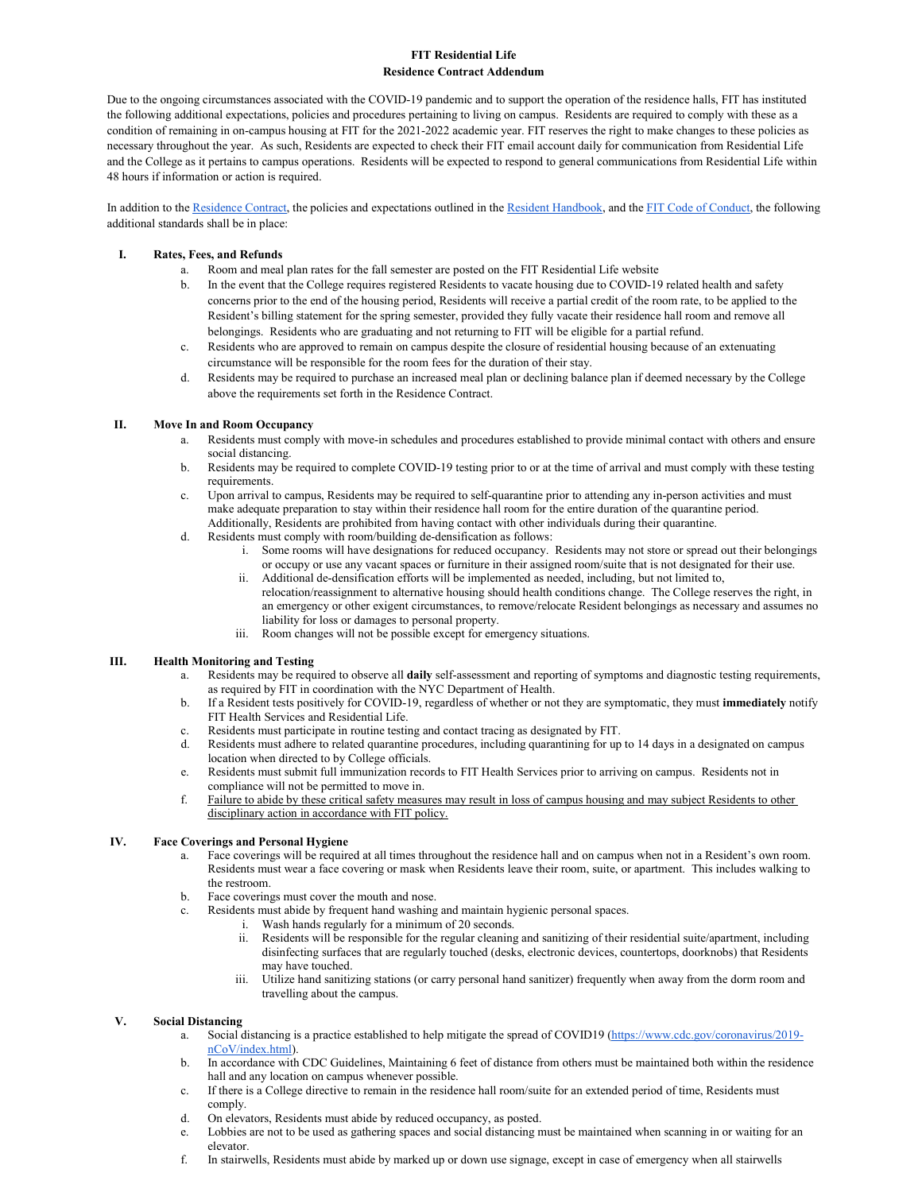**FIT Residential Life**

**Residence Contract Addendum**

Due to the ongoing circumstances associated with the COVID-19 pandemic and to support the operation of the residence halls, FIT has instituted the following additional expectations, policies and procedures pertaining to living on campus. Residents are required to comply with these as a condition of remaining in on-campus housing at FIT for the 2021-2022 academic year. FIT reserves the right to make changes to these policies as necessary throughout the year. As such, Residents are expected to check their FIT email account daily for communication from Residential Life and the College as it pertains to campus operations. Residents will be expected to respond to general communications from Residential Life within 48 hours if information or action is required.

In addition to the [Residence Contract](), the policies and expectations outlined in the [Resident Handbook](), and the [FIT Code of Conduct](), the following additional standards shall be in place:

**I. Rates, Fees, and Refunds**

a. Room and meal plan rates for the fall semester are posted on the FIT Residential Life website

b. In the event that the College requires registered Residents to vacate housing due to COVID-19 related health and safety concerns prior to the end of the housing period, Residents will receive a partial credit of the room rate, to be applied to the Resident's billing statement for the spring semester, provided they fully vacate their residence hall room and remove all belongings. Residents who are graduating and not returning to FIT will be eligible for a partial refund.

c. Residents who are approved to remain on campus despite the closure of residential housing because of an extenuating circumstance will be responsible for the room fees for the duration of their stay.

d. Residents may be required to purchase an increased meal plan or declining balance plan if deemed necessary by the College above the requirements set forth in the Residence Contract.

**II. Move In and Room Occupancy**

a. Residents must comply with move-in schedules and procedures established to provide minimal contact with others and ensure social distancing.

b. Residents may be required to complete COVID-19 testing prior to or at the time of arrival and must comply with these testing requirements.

c. Upon arrival to campus, Residents may be required to self-quarantine prior to attending any in-person activities and must make adequate preparation to stay within their residence hall room for the entire duration of the quarantine period. Additionally, Residents are prohibited from having contact with other individuals during their quarantine.

d. Residents must comply with room/building de-densification as follows:

   i. Some rooms will have designations for reduced occupancy. Residents may not store or spread out their belongings or occupy or use any vacant spaces or furniture in their assigned room/suite that is not designated for their use.

   ii. Additional de-densification efforts will be implemented as needed, including, but not limited to, relocation/reassignment to alternative housing should health conditions change. The College reserves the right, in an emergency or other exigent circumstances, to remove/relocate Resident belongings as necessary and assumes no liability for loss or damages to personal property.

   iii. Room changes will not be possible except for emergency situations.

**III. Health Monitoring and Testing**

a. Residents may be required to observe all **daily** self-assessment and reporting of symptoms and diagnostic testing requirements, as required by FIT in coordination with the NYC Department of Health.

b. If a Resident tests positively for COVID-19, regardless of whether or not they are symptomatic, they must **immediately** notify FIT Health Services and Residential Life.

c. Residents must participate in routine testing and contact tracing as designated by FIT.

d. Residents must adhere to related quarantine procedures, including quarantining for up to 14 days in a designated on campus location when directed to by College officials.

e. Residents must submit full immunization records to FIT Health Services prior to arriving on campus. Residents not in compliance will not be permitted to move in.

f. <u>Failure to abide by these critical safety measures may result in loss of campus housing and may subject Residents to other disciplinary action in accordance with FIT policy.</u>

**IV. Face Coverings and Personal Hygiene**

a. Face coverings will be required at all times throughout the residence hall and on campus when not in a Resident's own room. Residents must wear a face covering or mask when Residents leave their room, suite, or apartment. This includes walking to the restroom.

b. Face coverings must cover the mouth and nose.

c. Residents must abide by frequent hand washing and maintain hygienic personal spaces.

   i. Wash hands regularly for a minimum of 20 seconds.

   ii. Residents will be responsible for the regular cleaning and sanitizing of their residential suite/apartment, including disinfecting surfaces that are regularly touched (desks, electronic devices, countertops, doorknobs) that Residents may have touched.

   iii. Utilize hand sanitizing stations (or carry personal hand sanitizer) frequently when away from the dorm room and travelling about the campus.

**V. Social Distancing**

a. Social distancing is a practice established to help mitigate the spread of COVID19 ([https://www.cdc.gov/coronavirus/2019-nCoV/index.html](https://www.cdc.gov/coronavirus/2019-nCoV/index.html)).

b. In accordance with CDC Guidelines, Maintaining 6 feet of distance from others must be maintained both within the residence hall and any location on campus whenever possible.

c. If there is a College directive to remain in the residence hall room/suite for an extended period of time, Residents must comply.

d. On elevators, Residents must abide by reduced occupancy, as posted.

e. Lobbies are not to be used as gathering spaces and social distancing must be maintained when scanning in or waiting for an elevator.

f. In stairwells, Residents must abide by marked up or down use signage, except in case of emergency when all stairwells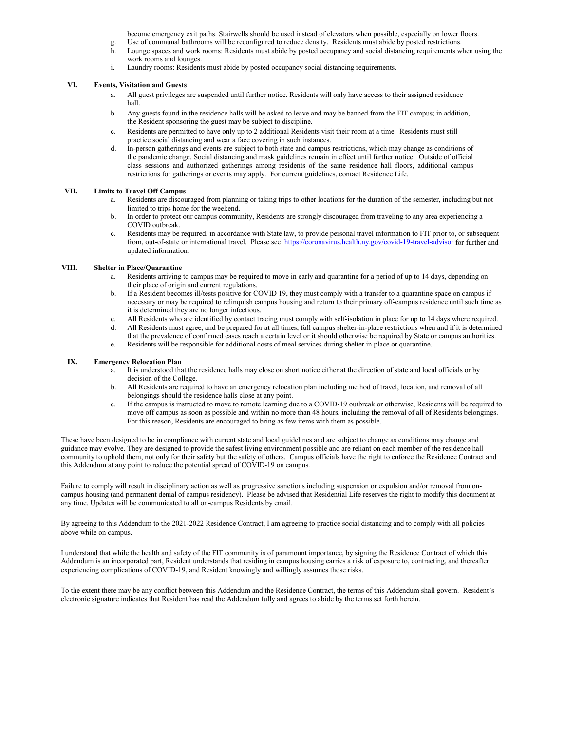become emergency exit paths. Stairwells should be used instead of elevators when possible, especially on lower floors.

g. Use of communal bathrooms will be reconfigured to reduce density. Residents must abide by posted restrictions.

h. Lounge spaces and work rooms: Residents must abide by posted occupancy and social distancing requirements when using the work rooms and lounges.

i. Laundry rooms: Residents must abide by posted occupancy social distancing requirements.

**VI. Events, Visitation and Guests**

a. All guest privileges are suspended until further notice. Residents will only have access to their assigned residence hall.

b. Any guests found in the residence halls will be asked to leave and may be banned from the FIT campus; in addition, the Resident sponsoring the guest may be subject to discipline.

c. Residents are permitted to have only up to 2 additional Residents visit their room at a time. Residents must still practice social distancing and wear a face covering in such instances.

d. In-person gatherings and events are subject to both state and campus restrictions, which may change as conditions of the pandemic change. Social distancing and mask guidelines remain in effect until further notice. Outside of official class sessions and authorized gatherings among residents of the same residence hall floors, additional campus restrictions for gatherings or events may apply. For current guidelines, contact Residence Life.

**VII. Limits to Travel Off Campus**

a. Residents are discouraged from planning or taking trips to other locations for the duration of the semester, including but not limited to trips home for the weekend.

b. In order to protect our campus community, Residents are strongly discouraged from traveling to any area experiencing a COVID outbreak.

c. Residents may be required, in accordance with State law, to provide personal travel information to FIT prior to, or subsequent from, out-of-state or international travel. Please see https://coronavirus.health.ny.gov/covid-19-travel-advisor for further and updated information.

**VIII. Shelter in Place/Quarantine**

a. Residents arriving to campus may be required to move in early and quarantine for a period of up to 14 days, depending on their place of origin and current regulations.

b. If a Resident becomes ill/tests positive for COVID 19, they must comply with a transfer to a quarantine space on campus if necessary or may be required to relinquish campus housing and return to their primary off-campus residence until such time as it is determined they are no longer infectious.

c. All Residents who are identified by contact tracing must comply with self-isolation in place for up to 14 days where required.

d. All Residents must agree, and be prepared for at all times, full campus shelter-in-place restrictions when and if it is determined that the prevalence of confirmed cases reach a certain level or it should otherwise be required by State or campus authorities.

e. Residents will be responsible for additional costs of meal services during shelter in place or quarantine.

**IX. Emergency Relocation Plan**

a. It is understood that the residence halls may close on short notice either at the direction of state and local officials or by decision of the College.

b. All Residents are required to have an emergency relocation plan including method of travel, location, and removal of all belongings should the residence halls close at any point.

c. If the campus is instructed to move to remote learning due to a COVID-19 outbreak or otherwise, Residents will be required to move off campus as soon as possible and within no more than 48 hours, including the removal of all of Residents belongings. For this reason, Residents are encouraged to bring as few items with them as possible.

These have been designed to be in compliance with current state and local guidelines and are subject to change as conditions may change and guidance may evolve. They are designed to provide the safest living environment possible and are reliant on each member of the residence hall community to uphold them, not only for their safety but the safety of others. Campus officials have the right to enforce the Residence Contract and this Addendum at any point to reduce the potential spread of COVID-19 on campus.

Failure to comply will result in disciplinary action as well as progressive sanctions including suspension or expulsion and/or removal from on-campus housing (and permanent denial of campus residency). Please be advised that Residential Life reserves the right to modify this document at any time. Updates will be communicated to all on-campus Residents by email.

By agreeing to this Addendum to the 2021-2022 Residence Contract, I am agreeing to practice social distancing and to comply with all policies above while on campus.

I understand that while the health and safety of the FIT community is of paramount importance, by signing the Residence Contract of which this Addendum is an incorporated part, Resident understands that residing in campus housing carries a risk of exposure to, contracting, and thereafter experiencing complications of COVID-19, and Resident knowingly and willingly assumes those risks.

To the extent there may be any conflict between this Addendum and the Residence Contract, the terms of this Addendum shall govern. Resident's electronic signature indicates that Resident has read the Addendum fully and agrees to abide by the terms set forth herein.